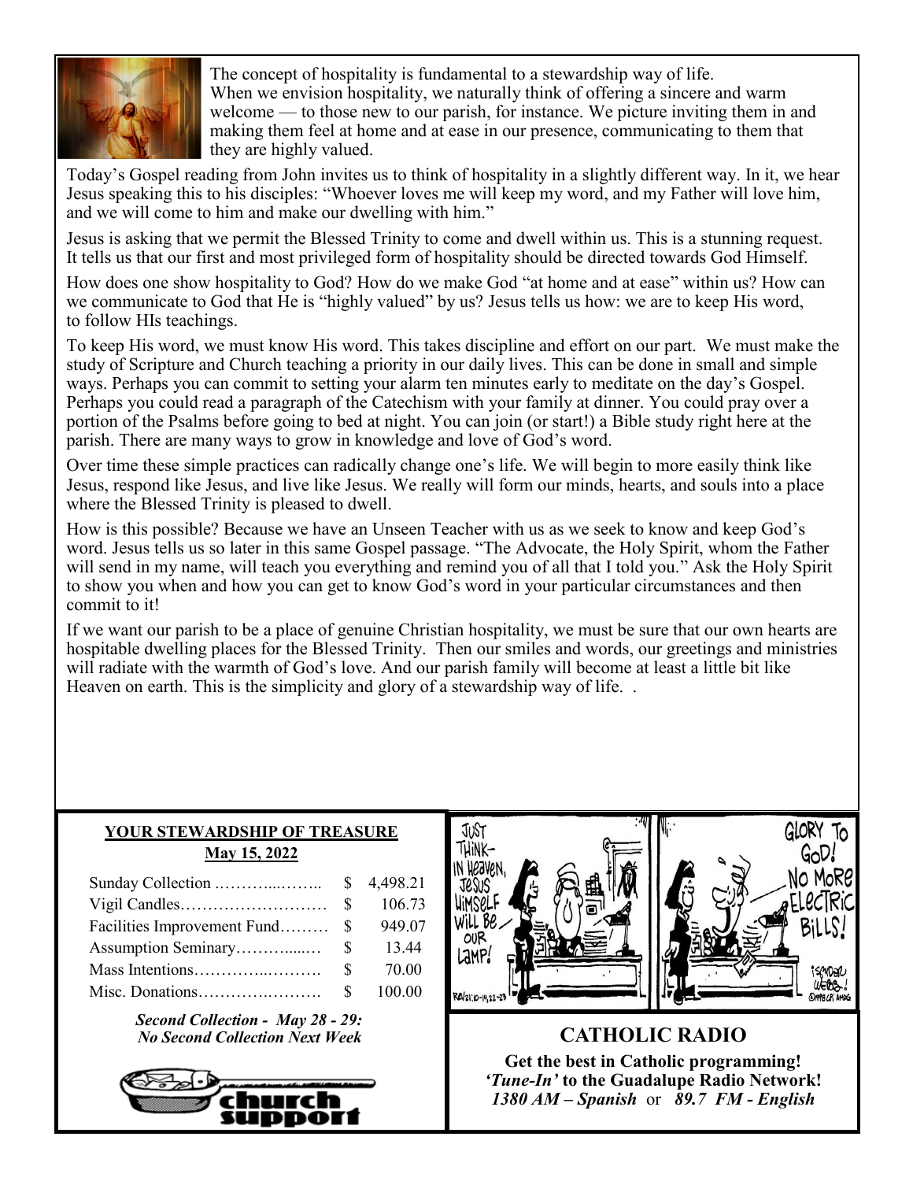The concept of hospitality is fundamental to a stewardship way of life. When we envision hospitality, we naturally think of offering a sincere and warm welcome — to those new to our parish, for instance. We picture inviting them in and making them feel at home and at ease in our presence, communicating to them that they are highly valued.

Today's Gospel reading from John invites us to think of hospitality in a slightly different way. In it, we hear Jesus speaking this to his disciples: "Whoever loves me will keep my word, and my Father will love him, and we will come to him and make our dwelling with him."

Jesus is asking that we permit the Blessed Trinity to come and dwell within us. This is a stunning request. It tells us that our first and most privileged form of hospitality should be directed towards God Himself.

How does one show hospitality to God? How do we make God "at home and at ease" within us? How can we communicate to God that He is "highly valued" by us? Jesus tells us how: we are to keep His word, to follow HIs teachings.

To keep His word, we must know His word. This takes discipline and effort on our part. We must make the study of Scripture and Church teaching a priority in our daily lives. This can be done in small and simple ways. Perhaps you can commit to setting your alarm ten minutes early to meditate on the day's Gospel. Perhaps you could read a paragraph of the Catechism with your family at dinner. You could pray over a portion of the Psalms before going to bed at night. You can join (or start!) a Bible study right here at the parish. There are many ways to grow in knowledge and love of God's word.

Over time these simple practices can radically change one's life. We will begin to more easily think like Jesus, respond like Jesus, and live like Jesus. We really will form our minds, hearts, and souls into a place where the Blessed Trinity is pleased to dwell.

How is this possible? Because we have an Unseen Teacher with us as we seek to know and keep God's word. Jesus tells us so later in this same Gospel passage. "The Advocate, the Holy Spirit, whom the Father will send in my name, will teach you everything and remind you of all that I told you." Ask the Holy Spirit to show you when and how you can get to know God's word in your particular circumstances and then commit to it!

If we want our parish to be a place of genuine Christian hospitality, we must be sure that our own hearts are hospitable dwelling places for the Blessed Trinity. Then our smiles and words, our greetings and ministries will radiate with the warmth of God's love. And our parish family will become at least a little bit like Heaven on earth. This is the simplicity and glory of a stewardship way of life. .

**YOUR STEWARDSHIP OF TREASURE**

**May 15, 2022**

| | | |
|---|---|---|
| Sunday Collection | $ | 4,498.21 |
| Vigil Candles | $ | 106.73 |
| Facilities Improvement Fund | $ | 949.07 |
| Assumption Seminary | $ | 13.44 |
| Mass Intentions | $ | 70.00 |
| Misc. Donations | $ | 100.00 |

***Second Collection - May 28 - 29:***
***No Second Collection Next Week***

## CATHOLIC RADIO

**Get the best in Catholic programming!**
***'Tune-In'* to the Guadalupe Radio Network!**
***1380 AM – Spanish*** or ***89.7 FM - English***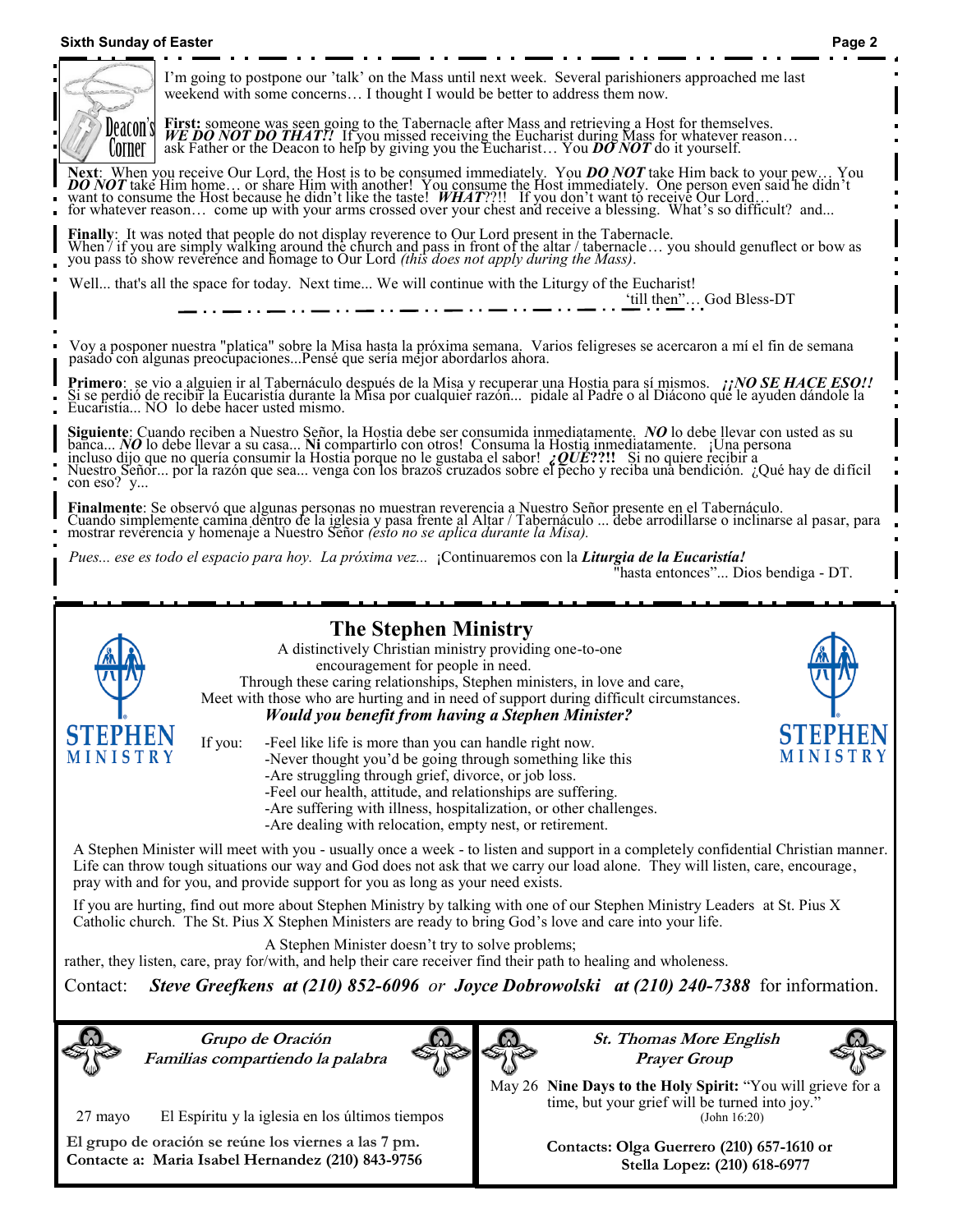## Deacon's Corner

I'm going to postpone our 'talk' on the Mass until next week. Several parishioners approached me last weekend with some concerns… I thought I would be better to address them now.

**First:** someone was seen going to the Tabernacle after Mass and retrieving a Host for themselves. ***WE DO NOT DO THAT!!*** If you missed receiving the Eucharist during Mass for whatever reason… ask Father or the Deacon to help by giving you the Eucharist… You ***DO NOT*** do it yourself.

**Next**: When you receive Our Lord, the Host is to be consumed immediately. You ***DO NOT*** take Him back to your pew… You ***DO NOT*** take Him home… or share Him with another! You consume the Host immediately. One person even said he didn't want to consume the Host because he didn't like the taste! ***WHAT***??!! If you don't want to receive Our Lord… for whatever reason… come up with your arms crossed over your chest and receive a blessing. What's so difficult? and...

**Finally**: It was noted that people do not display reverence to Our Lord present in the Tabernacle. When / if you are simply walking around the church and pass in front of the altar / tabernacle… you should genuflect or bow as you pass to show reverence and homage to Our Lord *(this does not apply during the Mass)*.

Well... that's all the space for today. Next time... We will continue with the Liturgy of the Eucharist!

'till then"… God Bless-DT

---

Voy a posponer nuestra "platica" sobre la Misa hasta la próxima semana. Varios feligreses se acercaron a mí el fin de semana pasado con algunas preocupaciones...Pensé que sería mejor abordarlos ahora.

**Primero**: se vio a alguien ir al Tabernáculo después de la Misa y recuperar una Hostia para sí mismos. ***¡¡NO SE HACE ESO!!*** Si se perdió de recibir la Eucaristía durante la Misa por cualquier razón... pidale al Padre o al Diácono que le ayuden dándole la Eucaristía... NO lo debe hacer usted mismo.

**Siguiente**: Cuando reciben a Nuestro Señor, la Hostia debe ser consumida inmediatamente. ***NO*** lo debe llevar con usted as su banca... ***NO*** lo debe llevar a su casa... **Ni** compartirlo con otros! Consuma la Hostia inmediatamente. ¡Una persona incluso dijo que no quería consumir la Hostia porque no le gustaba el sabor! ***¿QUÉ*??!!** Si no quiere recibir a Nuestro Señor... por la razón que sea... venga con los brazos cruzados sobre el pecho y reciba una bendición. ¿Qué hay de difícil con eso? y...

**Finalmente**: Se observó que algunas personas no muestran reverencia a Nuestro Señor presente en el Tabernáculo. Cuando simplemente camina dentro de la iglesia y pasa frente al Altar / Tabernáculo ... debe arrodillarse o inclinarse al pasar, para mostrar reverencia y homenaje a Nuestro Señor *(esto no se aplica durante la Misa).*

*Pues... ese es todo el espacio para hoy. La próxima vez...* ¡Continuaremos con la ***Liturgia de la Eucaristía!***

"hasta entonces"... Dios bendiga - DT.

---

## The Stephen Ministry

A distinctively Christian ministry providing one-to-one encouragement for people in need.
Through these caring relationships, Stephen ministers, in love and care,
Meet with those who are hurting and in need of support during difficult circumstances.

***Would you benefit from having a Stephen Minister?***

If you:
- Feel like life is more than you can handle right now.
- Never thought you'd be going through something like this
- Are struggling through grief, divorce, or job loss.
- Feel our health, attitude, and relationships are suffering.
- Are suffering with illness, hospitalization, or other challenges.
- Are dealing with relocation, empty nest, or retirement.

A Stephen Minister will meet with you - usually once a week - to listen and support in a completely confidential Christian manner. Life can throw tough situations our way and God does not ask that we carry our load alone. They will listen, care, encourage, pray with and for you, and provide support for you as long as your need exists.

If you are hurting, find out more about Stephen Ministry by talking with one of our Stephen Ministry Leaders at St. Pius X Catholic church. The St. Pius X Stephen Ministers are ready to bring God's love and care into your life.

A Stephen Minister doesn't try to solve problems;
rather, they listen, care, pray for/with, and help their care receiver find their path to healing and wholeness.

Contact: ***Steve Greefkens at (210) 852-6096*** *or* ***Joyce Dobrowolski at (210) 240-7388*** for information.

---

### *Grupo de Oración Familias compartiendo la palabra*

27 mayo — El Espíritu y la iglesia en los últimos tiempos

**El grupo de oración se reúne los viernes a las 7 pm.**
**Contacte a: Maria Isabel Hernandez (210) 843-9756**

---

### *St. Thomas More English Prayer Group*

May 26 **Nine Days to the Holy Spirit:** "You will grieve for a time, but your grief will be turned into joy." (John 16:20)

**Contacts: Olga Guerrero (210) 657-1610 or Stella Lopez: (210) 618-6977**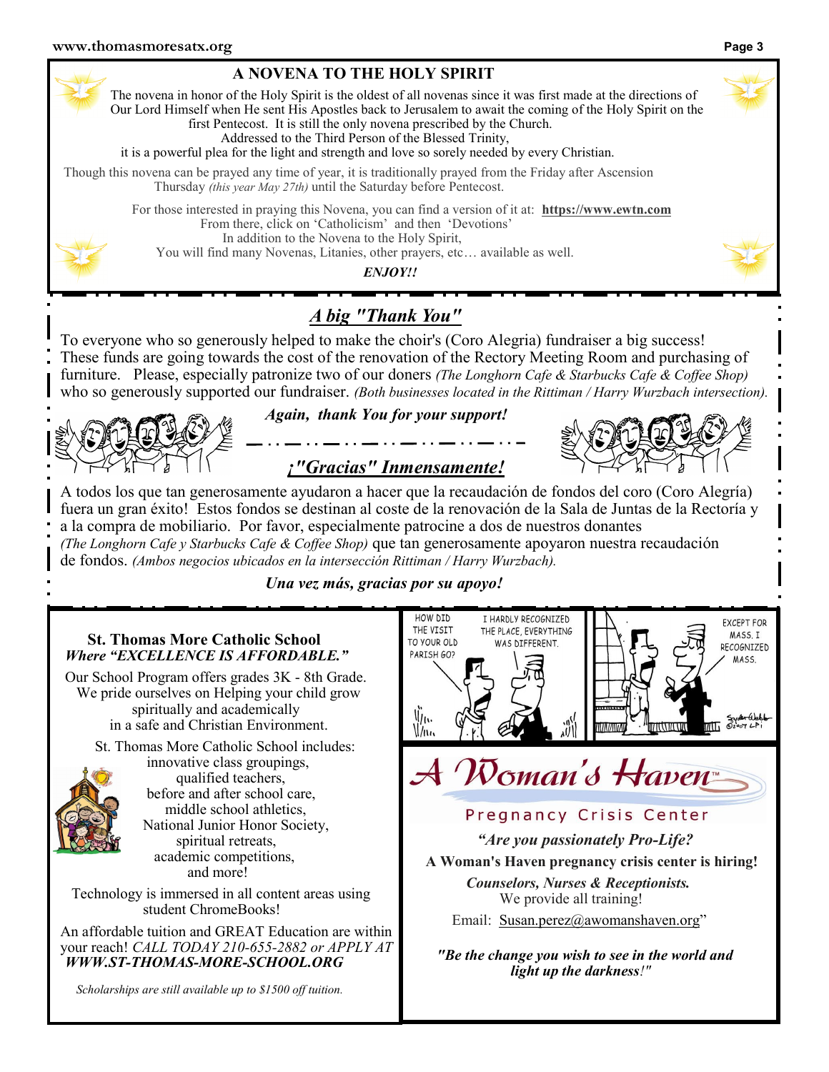## A NOVENA TO THE HOLY SPIRIT

The novena in honor of the Holy Spirit is the oldest of all novenas since it was first made at the directions of Our Lord Himself when He sent His Apostles back to Jerusalem to await the coming of the Holy Spirit on the first Pentecost. It is still the only novena prescribed by the Church. Addressed to the Third Person of the Blessed Trinity, it is a powerful plea for the light and strength and love so sorely needed by every Christian.

Though this novena can be prayed any time of year, it is traditionally prayed from the Friday after Ascension Thursday *(this year May 27th)* until the Saturday before Pentecost.

For those interested in praying this Novena, you can find a version of it at: **https://www.ewtn.com**
From there, click on 'Catholicism' and then 'Devotions'
In addition to the Novena to the Holy Spirit,
You will find many Novenas, Litanies, other prayers, etc… available as well.

***ENJOY!!***

## *A big "Thank You"*

To everyone who so generously helped to make the choir's (Coro Alegria) fundraiser a big success! These funds are going towards the cost of the renovation of the Rectory Meeting Room and purchasing of furniture. Please, especially patronize two of our doners *(The Longhorn Cafe & Starbucks Cafe & Coffee Shop)* who so generously supported our fundraiser. *(Both businesses located in the Rittiman / Harry Wurzbach intersection).*

***Again, thank You for your support!***

## *¡"Gracias" Inmensamente!*

A todos los que tan generosamente ayudaron a hacer que la recaudación de fondos del coro (Coro Alegría) fuera un gran éxito! Estos fondos se destinan al coste de la renovación de la Sala de Juntas de la Rectoría y a la compra de mobiliario. Por favor, especialmente patrocine a dos de nuestros donantes *(The Longhorn Cafe y Starbucks Cafe & Coffee Shop)* que tan generosamente apoyaron nuestra recaudación de fondos. *(Ambos negocios ubicados en la intersección Rittiman / Harry Wurzbach).*

***Una vez más, gracias por su apoyo!***

## St. Thomas More Catholic School

***Where "EXCELLENCE IS AFFORDABLE."***

Our School Program offers grades 3K - 8th Grade. We pride ourselves on Helping your child grow spiritually and academically in a safe and Christian Environment.

St. Thomas More Catholic School includes:
innovative class groupings,
qualified teachers,
before and after school care,
middle school athletics,
National Junior Honor Society,
spiritual retreats,
academic competitions,
and more!

Technology is immersed in all content areas using student ChromeBooks!

An affordable tuition and GREAT Education are within your reach! *CALL TODAY 210-655-2882 or APPLY AT* ***WWW.ST-THOMAS-MORE-SCHOOL.ORG***

*Scholarships are still available up to $1500 off tuition.*

HOW DID THE VISIT TO YOUR OLD PARISH GO?
I HARDLY RECOGNIZED THE PLACE, EVERYTHING WAS DIFFERENT.
EXCEPT FOR MASS. I RECOGNIZED MASS.

## A Woman's Haven™

Pregnancy Crisis Center

***"Are you passionately Pro-Life?***

**A Woman's Haven pregnancy crisis center is hiring!**

***Counselors, Nurses & Receptionists.***
We provide all training!

Email: Susan.perez@awomanshaven.org"

***"Be the change you wish to see in the world and light up the darkness!"***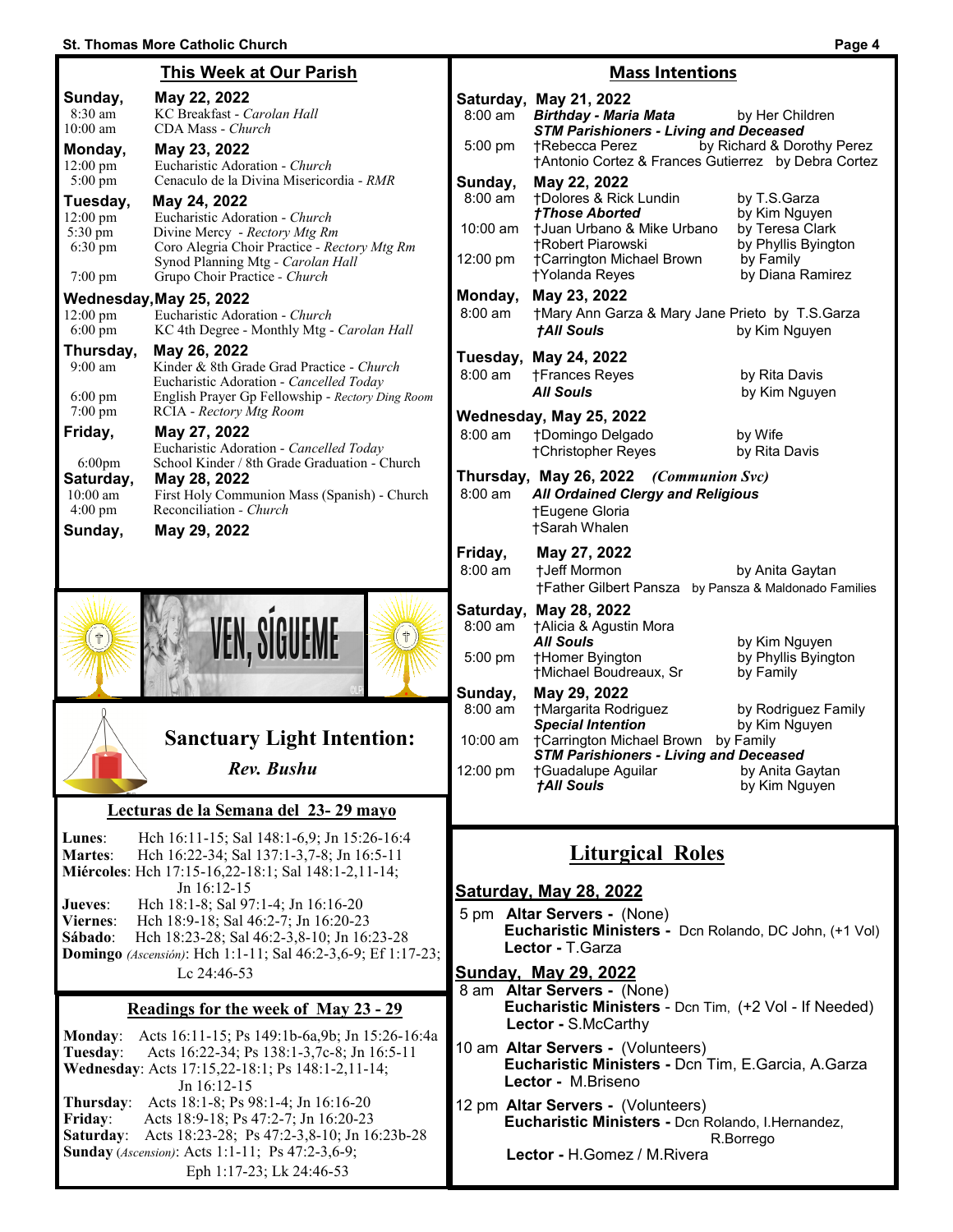## This Week at Our Parish

**Sunday, May 22, 2022**
8:30 am KC Breakfast - *Carolan Hall*
10:00 am CDA Mass - *Church*

**Monday, May 23, 2022**
12:00 pm Eucharistic Adoration - *Church*
5:00 pm Cenaculo de la Divina Misericordia - *RMR*

**Tuesday, May 24, 2022**
12:00 pm Eucharistic Adoration - *Church*
5:30 pm Divine Mercy - *Rectory Mtg Rm*
6:30 pm Coro Alegria Choir Practice - *Rectory Mtg Rm*
Synod Planning Mtg - *Carolan Hall*
7:00 pm Grupo Choir Practice - *Church*

**Wednesday, May 25, 2022**
12:00 pm Eucharistic Adoration - *Church*
6:00 pm KC 4th Degree - Monthly Mtg - *Carolan Hall*

**Thursday, May 26, 2022**
9:00 am Kinder & 8th Grade Grad Practice - *Church*
Eucharistic Adoration - *Cancelled Today*
6:00 pm English Prayer Gp Fellowship - *Rectory Ding Room*
7:00 pm RCIA - *Rectory Mtg Room*

**Friday, May 27, 2022**
Eucharistic Adoration - *Cancelled Today*
6:00pm School Kinder / 8th Grade Graduation - Church

**Saturday, May 28, 2022**
10:00 am First Holy Communion Mass (Spanish) - Church
4:00 pm Reconciliation - *Church*

**Sunday, May 29, 2022**

VEN, SÍGUEME

## Sanctuary Light Intention:

*Rev. Bushu*

## Lecturas de la Semana del 23- 29 mayo

**Lunes**: Hch 16:11-15; Sal 148:1-6,9; Jn 15:26-16:4
**Martes**: Hch 16:22-34; Sal 137:1-3,7-8; Jn 16:5-11
**Miércoles**: Hch 17:15-16,22-18:1; Sal 148:1-2,11-14; Jn 16:12-15
**Jueves**: Hch 18:1-8; Sal 97:1-4; Jn 16:16-20
**Viernes**: Hch 18:9-18; Sal 46:2-7; Jn 16:20-23
**Sábado**: Hch 18:23-28; Sal 46:2-3,8-10; Jn 16:23-28
**Domingo** *(Ascensión)*: Hch 1:1-11; Sal 46:2-3,6-9; Ef 1:17-23; Lc 24:46-53

## Readings for the week of May 23 - 29

**Monday**: Acts 16:11-15; Ps 149:1b-6a,9b; Jn 15:26-16:4a
**Tuesday**: Acts 16:22-34; Ps 138:1-3,7c-8; Jn 16:5-11
**Wednesday**: Acts 17:15,22-18:1; Ps 148:1-2,11-14; Jn 16:12-15
**Thursday**: Acts 18:1-8; Ps 98:1-4; Jn 16:16-20
**Friday**: Acts 18:9-18; Ps 47:2-7; Jn 16:20-23
**Saturday**: Acts 18:23-28; Ps 47:2-3,8-10; Jn 16:23b-28
**Sunday** *(Ascension)*: Acts 1:1-11; Ps 47:2-3,6-9; Eph 1:17-23; Lk 24:46-53

## Mass Intentions

**Saturday, May 21, 2022**
8:00 am ***Birthday - Maria Mata*** by Her Children
***STM Parishioners - Living and Deceased***
5:00 pm †Rebecca Perez by Richard & Dorothy Perez
†Antonio Cortez & Frances Gutierrez by Debra Cortez

**Sunday, May 22, 2022**
8:00 am †Dolores & Rick Lundin by T.S.Garza
***†Those Aborted*** by Kim Nguyen
10:00 am †Juan Urbano & Mike Urbano by Teresa Clark
†Robert Piarowski by Phyllis Byington
12:00 pm †Carrington Michael Brown by Family
†Yolanda Reyes by Diana Ramirez

**Monday, May 23, 2022**
8:00 am †Mary Ann Garza & Mary Jane Prieto by T.S.Garza
***†All Souls*** by Kim Nguyen

**Tuesday, May 24, 2022**
8:00 am †Frances Reyes by Rita Davis
***All Souls*** by Kim Nguyen

**Wednesday, May 25, 2022**
8:00 am †Domingo Delgado by Wife
†Christopher Reyes by Rita Davis

**Thursday, May 26, 2022** ***(Communion Svc)***
8:00 am ***All Ordained Clergy and Religious***
†Eugene Gloria
†Sarah Whalen

**Friday, May 27, 2022**
8:00 am †Jeff Mormon by Anita Gaytan
†Father Gilbert Pansza by Pansza & Maldonado Families

**Saturday, May 28, 2022**
8:00 am †Alicia & Agustin Mora
***All Souls*** by Kim Nguyen
5:00 pm †Homer Byington by Phyllis Byington
†Michael Boudreaux, Sr by Family

**Sunday, May 29, 2022**
8:00 am †Margarita Rodriguez by Rodriguez Family
***Special Intention*** by Kim Nguyen
10:00 am †Carrington Michael Brown by Family
***STM Parishioners - Living and Deceased***
12:00 pm †Guadalupe Aguilar by Anita Gaytan
***†All Souls*** by Kim Nguyen

## Liturgical Roles

**Saturday, May 28, 2022**

5 pm **Altar Servers -** (None)
**Eucharistic Ministers -** Dcn Rolando, DC John, (+1 Vol)
**Lector -** T.Garza

**Sunday, May 29, 2022**

8 am **Altar Servers -** (None)
**Eucharistic Ministers** - Dcn Tim, (+2 Vol - If Needed)
**Lector -** S.McCarthy

10 am **Altar Servers -** (Volunteers)
**Eucharistic Ministers -** Dcn Tim, E.Garcia, A.Garza
**Lector -** M.Briseno

12 pm **Altar Servers -** (Volunteers)
**Eucharistic Ministers -** Dcn Rolando, I.Hernandez, R.Borrego
**Lector -** H.Gomez / M.Rivera